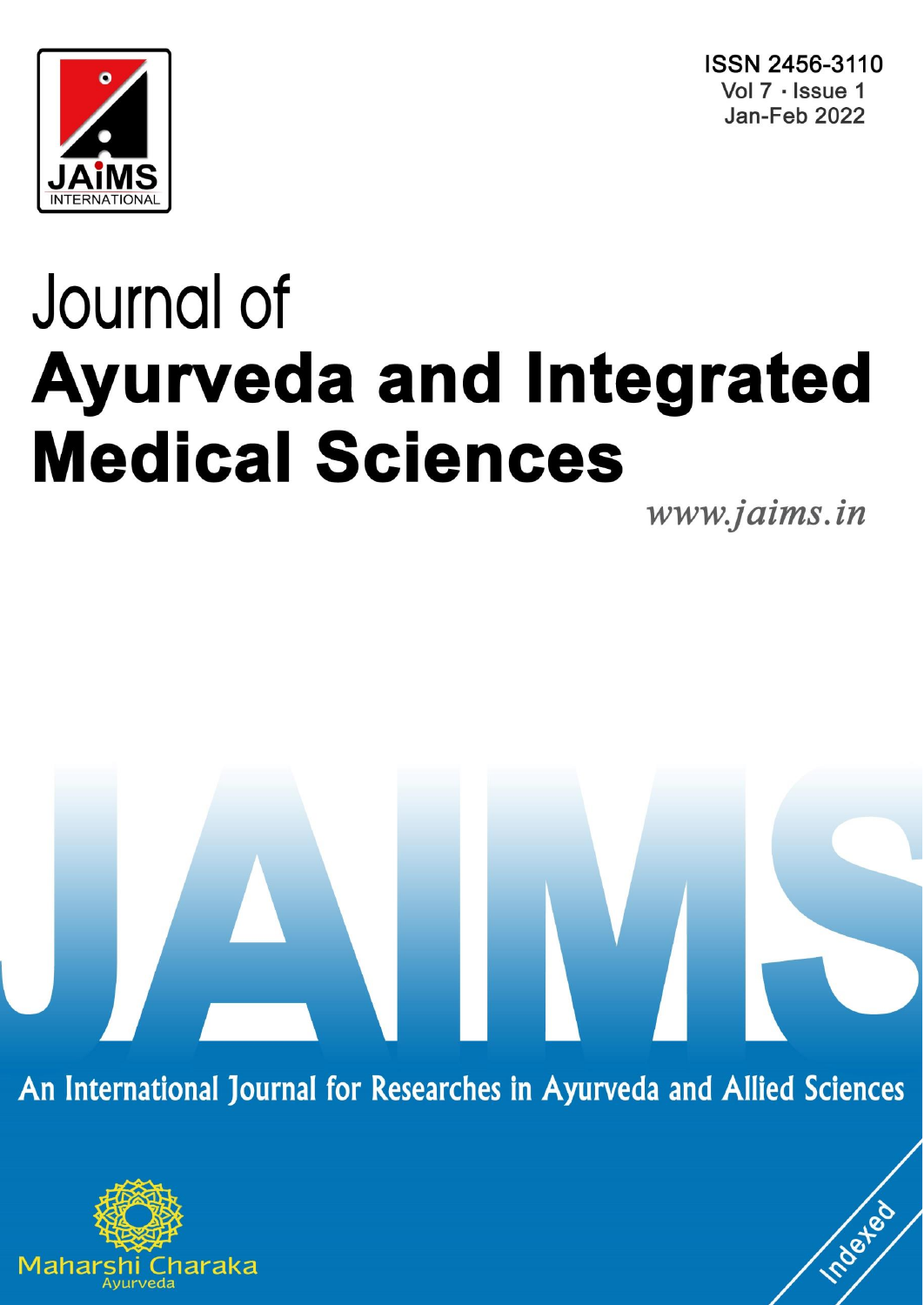ISSN 2456-3110
Vol 7 · Issue 1
Jan-Feb 2022

# Journal of
# Ayurveda and Integrated Medical Sciences

*www.jaims.in*

An International Journal for Researches in Ayurveda and Allied Sciences

Maharshi Charaka
Ayurveda

Indexed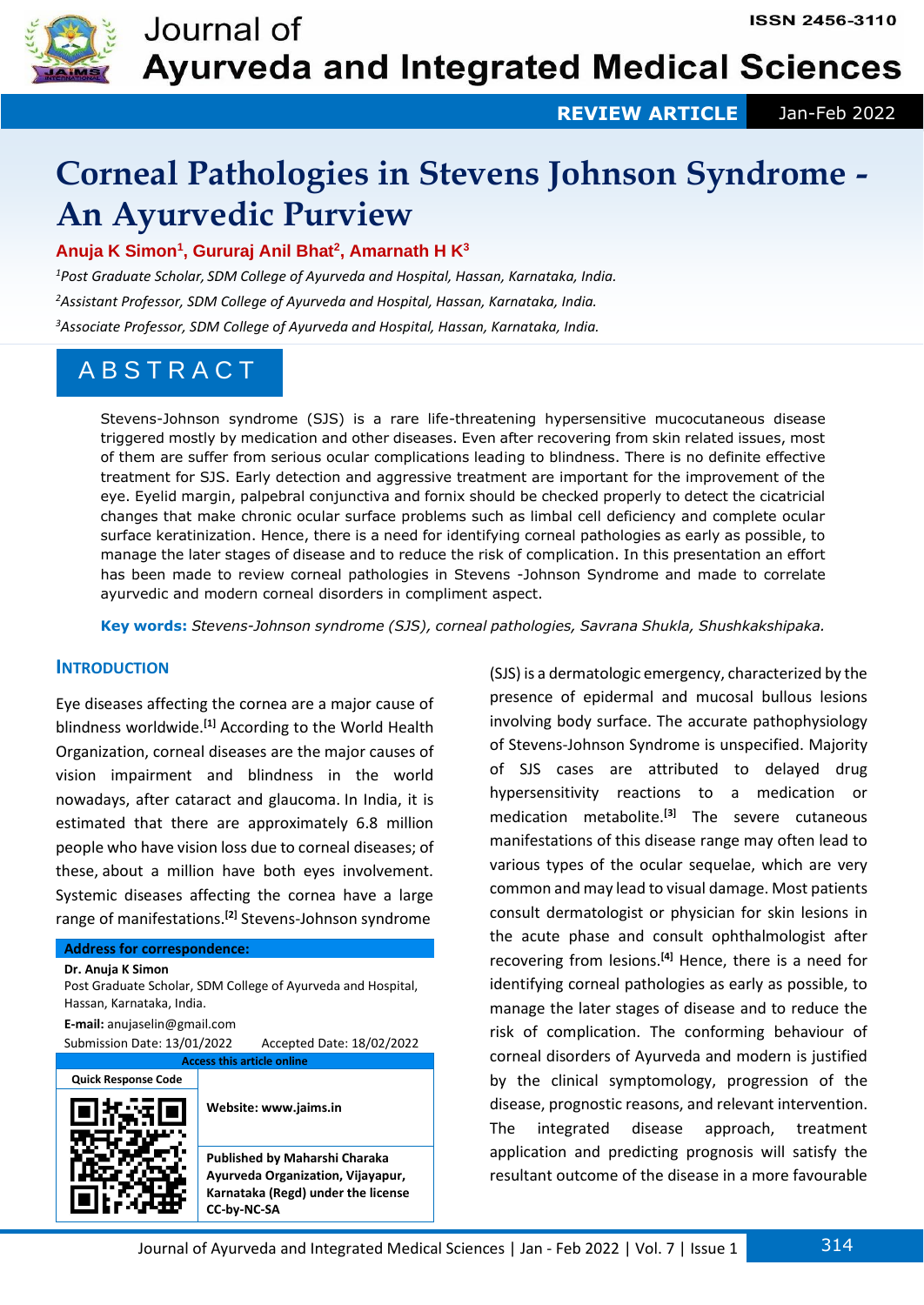# Corneal Pathologies in Stevens Johnson Syndrome - An Ayurvedic Purview

**Anuja K Simon[1], Gururaj Anil Bhat[2], Amarnath H K[3]**

[1]*Post Graduate Scholar, SDM College of Ayurveda and Hospital, Hassan, Karnataka, India.*

[2]*Assistant Professor, SDM College of Ayurveda and Hospital, Hassan, Karnataka, India.*

[3]*Associate Professor, SDM College of Ayurveda and Hospital, Hassan, Karnataka, India.*

## ABSTRACT

Stevens-Johnson syndrome (SJS) is a rare life-threatening hypersensitive mucocutaneous disease triggered mostly by medication and other diseases. Even after recovering from skin related issues, most of them are suffer from serious ocular complications leading to blindness. There is no definite effective treatment for SJS. Early detection and aggressive treatment are important for the improvement of the eye. Eyelid margin, palpebral conjunctiva and fornix should be checked properly to detect the cicatricial changes that make chronic ocular surface problems such as limbal cell deficiency and complete ocular surface keratinization. Hence, there is a need for identifying corneal pathologies as early as possible, to manage the later stages of disease and to reduce the risk of complication. In this presentation an effort has been made to review corneal pathologies in Stevens -Johnson Syndrome and made to correlate ayurvedic and modern corneal disorders in compliment aspect.

**Key words:** *Stevens-Johnson syndrome (SJS), corneal pathologies, Savrana Shukla, Shushkakshipaka.*

## INTRODUCTION

Eye diseases affecting the cornea are a major cause of blindness worldwide.[1] According to the World Health Organization, corneal diseases are the major causes of vision impairment and blindness in the world nowadays, after cataract and glaucoma. In India, it is estimated that there are approximately 6.8 million people who have vision loss due to corneal diseases; of these, about a million have both eyes involvement. Systemic diseases affecting the cornea have a large range of manifestations.[2] Stevens-Johnson syndrome (SJS) is a dermatologic emergency, characterized by the presence of epidermal and mucosal bullous lesions involving body surface. The accurate pathophysiology of Stevens-Johnson Syndrome is unspecified. Majority of SJS cases are attributed to delayed drug hypersensitivity reactions to a medication or medication metabolite.[3] The severe cutaneous manifestations of this disease range may often lead to various types of the ocular sequelae, which are very common and may lead to visual damage. Most patients consult dermatologist or physician for skin lesions in the acute phase and consult ophthalmologist after recovering from lesions.[4] Hence, there is a need for identifying corneal pathologies as early as possible, to manage the later stages of disease and to reduce the risk of complication. The conforming behaviour of corneal disorders of Ayurveda and modern is justified by the clinical symptomology, progression of the disease, prognostic reasons, and relevant intervention. The integrated disease approach, treatment application and predicting prognosis will satisfy the resultant outcome of the disease in a more favourable

**Address for correspondence:**

**Dr. Anuja K Simon**
Post Graduate Scholar, SDM College of Ayurveda and Hospital, Hassan, Karnataka, India.
**E-mail:** anujaselin@gmail.com
Submission Date: 13/01/2022 Accepted Date: 18/02/2022

| Access this article online | |
|---|---|
| Quick Response Code | Website: www.jaims.in |
| | Published by Maharshi Charaka Ayurveda Organization, Vijayapur, Karnataka (Regd) under the license CC-by-NC-SA |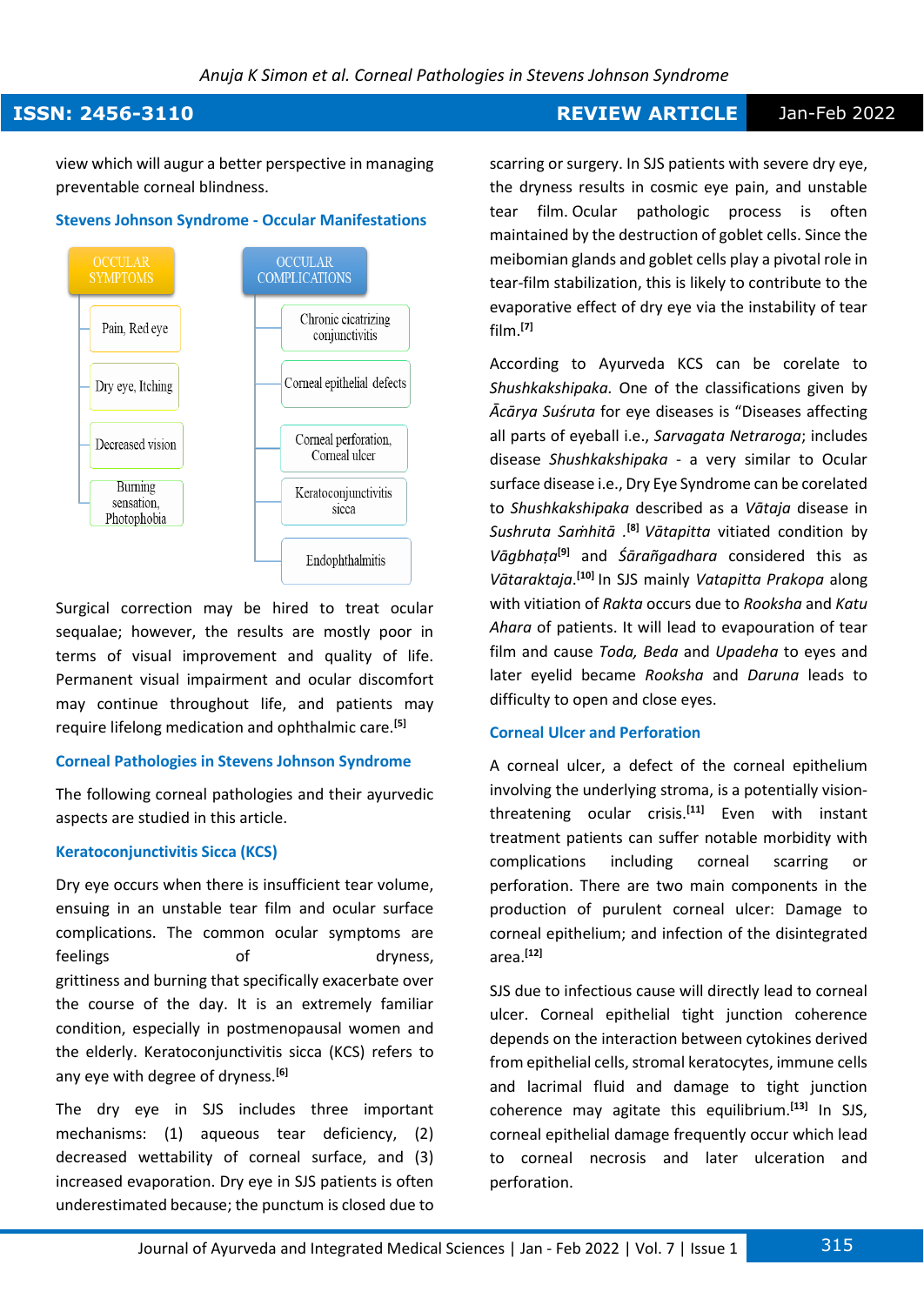view which will augur a better perspective in managing preventable corneal blindness.

### Stevens Johnson Syndrome - Occular Manifestations

OCCULAR SYMPTOMS
- Pain, Red eye
- Dry eye, Itching
- Decreased vision
- Burning sensation, Photophobia

OCCULAR COMPLICATIONS
- Chronic cicatrizing conjunctivitis
- Corneal epithelial defects
- Corneal perforation, Corneal ulcer
- Keratoconjunctivitis sicca
- Endophthalmitis

Surgical correction may be hired to treat ocular sequalae; however, the results are mostly poor in terms of visual improvement and quality of life. Permanent visual impairment and ocular discomfort may continue throughout life, and patients may require lifelong medication and ophthalmic care.[5]

### Corneal Pathologies in Stevens Johnson Syndrome

The following corneal pathologies and their ayurvedic aspects are studied in this article.

### Keratoconjunctivitis Sicca (KCS)

Dry eye occurs when there is insufficient tear volume, ensuing in an unstable tear film and ocular surface complications. The common ocular symptoms are feelings of dryness, grittiness and burning that specifically exacerbate over the course of the day. It is an extremely familiar condition, especially in postmenopausal women and the elderly. Keratoconjunctivitis sicca (KCS) refers to any eye with degree of dryness.[6]

The dry eye in SJS includes three important mechanisms: (1) aqueous tear deficiency, (2) decreased wettability of corneal surface, and (3) increased evaporation. Dry eye in SJS patients is often underestimated because; the punctum is closed due to scarring or surgery. In SJS patients with severe dry eye, the dryness results in cosmic eye pain, and unstable tear film. Ocular pathologic process is often maintained by the destruction of goblet cells. Since the meibomian glands and goblet cells play a pivotal role in tear-film stabilization, this is likely to contribute to the evaporative effect of dry eye via the instability of tear film.[7]

According to Ayurveda KCS can be corelate to *Shushkakshipaka*. One of the classifications given by *Ācārya Suśruta* for eye diseases is "Diseases affecting all parts of eyeball i.e., *Sarvagata Netraroga*; includes disease *Shushkakshipaka* - a very similar to Ocular surface disease i.e., Dry Eye Syndrome can be corelated to *Shushkakshipaka* described as a *Vātaja* disease in *Sushruta Saṁhitā* .[8] *Vātapitta* vitiated condition by *Vāgbhaṭa*[9] and *Śārañgadhara* considered this as *Vātaraktaja*.[10] In SJS mainly *Vatapitta Prakopa* along with vitiation of *Rakta* occurs due to *Rooksha* and *Katu Ahara* of patients. It will lead to evapouration of tear film and cause *Toda, Beda* and *Upadeha* to eyes and later eyelid became *Rooksha* and *Daruna* leads to difficulty to open and close eyes.

### Corneal Ulcer and Perforation

A corneal ulcer, a defect of the corneal epithelium involving the underlying stroma, is a potentially vision-threatening ocular crisis.[11] Even with instant treatment patients can suffer notable morbidity with complications including corneal scarring or perforation. There are two main components in the production of purulent corneal ulcer: Damage to corneal epithelium; and infection of the disintegrated area.[12]

SJS due to infectious cause will directly lead to corneal ulcer. Corneal epithelial tight junction coherence depends on the interaction between cytokines derived from epithelial cells, stromal keratocytes, immune cells and lacrimal fluid and damage to tight junction coherence may agitate this equilibrium.[13] In SJS, corneal epithelial damage frequently occur which lead to corneal necrosis and later ulceration and perforation.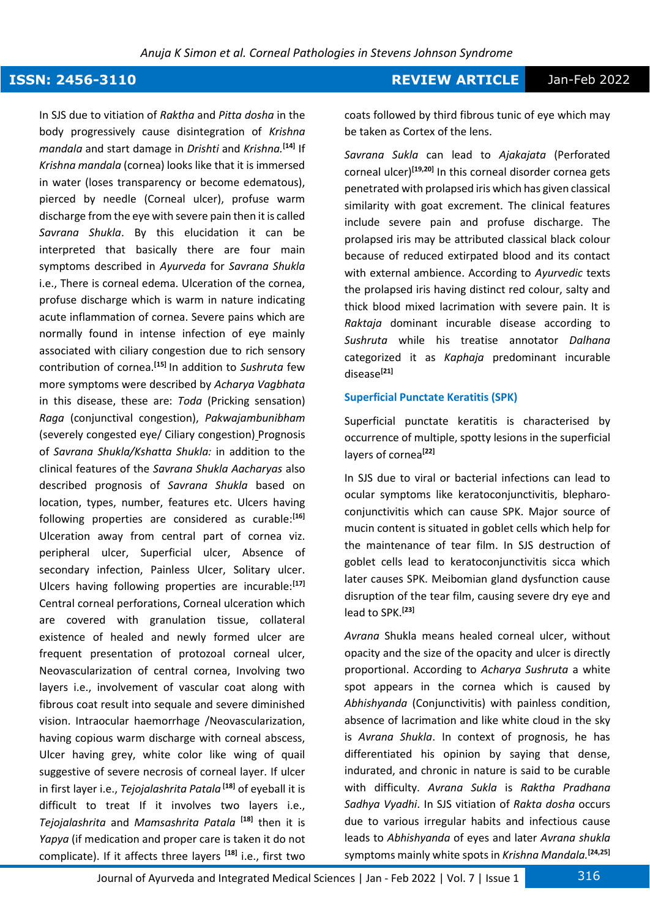In SJS due to vitiation of *Raktha* and *Pitta dosha* in the body progressively cause disintegration of *Krishna mandala* and start damage in *Drishti* and *Krishna.*[14] If *Krishna mandala* (cornea) looks like that it is immersed in water (loses transparency or become edematous), pierced by needle (Corneal ulcer), profuse warm discharge from the eye with severe pain then it is called *Savrana Shukla*. By this elucidation it can be interpreted that basically there are four main symptoms described in *Ayurveda* for *Savrana Shukla* i.e., There is corneal edema. Ulceration of the cornea, profuse discharge which is warm in nature indicating acute inflammation of cornea. Severe pains which are normally found in intense infection of eye mainly associated with ciliary congestion due to rich sensory contribution of cornea.[15] In addition to *Sushruta* few more symptoms were described by *Acharya Vagbhata* in this disease, these are: *Toda* (Pricking sensation) *Raga* (conjunctival congestion), *Pakwajambunibham* (severely congested eye/ Ciliary congestion) Prognosis of *Savrana Shukla/Kshatta Shukla:* in addition to the clinical features of the *Savrana Shukla Aacharyas* also described prognosis of *Savrana Shukla* based on location, types, number, features etc. Ulcers having following properties are considered as curable:[16] Ulceration away from central part of cornea viz. peripheral ulcer, Superficial ulcer, Absence of secondary infection, Painless Ulcer, Solitary ulcer. Ulcers having following properties are incurable:[17] Central corneal perforations, Corneal ulceration which are covered with granulation tissue, collateral existence of healed and newly formed ulcer are frequent presentation of protozoal corneal ulcer, Neovascularization of central cornea, Involving two layers i.e., involvement of vascular coat along with fibrous coat result into sequale and severe diminished vision. Intraocular haemorrhage /Neovascularization, having copious warm discharge with corneal abscess, Ulcer having grey, white color like wing of quail suggestive of severe necrosis of corneal layer. If ulcer in first layer i.e., *Tejojalashrita Patala* [18] of eyeball it is difficult to treat If it involves two layers i.e., *Tejojalashrita* and *Mamsashrita Patala* [18] then it is *Yapya* (if medication and proper care is taken it do not complicate). If it affects three layers [18] i.e., first two coats followed by third fibrous tunic of eye which may be taken as Cortex of the lens.

*Savrana Sukla* can lead to *Ajakajata* (Perforated corneal ulcer)[19,20] In this corneal disorder cornea gets penetrated with prolapsed iris which has given classical similarity with goat excrement. The clinical features include severe pain and profuse discharge. The prolapsed iris may be attributed classical black colour because of reduced extirpated blood and its contact with external ambience. According to *Ayurvedic* texts the prolapsed iris having distinct red colour, salty and thick blood mixed lacrimation with severe pain. It is *Raktaja* dominant incurable disease according to *Sushruta* while his treatise annotator *Dalhana* categorized it as *Kaphaja* predominant incurable disease[21]

### Superficial Punctate Keratitis (SPK)

Superficial punctate keratitis is characterised by occurrence of multiple, spotty lesions in the superficial layers of cornea[22]

In SJS due to viral or bacterial infections can lead to ocular symptoms like keratoconjunctivitis, blepharo-conjunctivitis which can cause SPK. Major source of mucin content is situated in goblet cells which help for the maintenance of tear film. In SJS destruction of goblet cells lead to keratoconjunctivitis sicca which later causes SPK. Meibomian gland dysfunction cause disruption of the tear film, causing severe dry eye and lead to SPK.[23]

*Avrana* Shukla means healed corneal ulcer, without opacity and the size of the opacity and ulcer is directly proportional. According to *Acharya Sushruta* a white spot appears in the cornea which is caused by *Abhishyanda* (Conjunctivitis) with painless condition, absence of lacrimation and like white cloud in the sky is *Avrana Shukla*. In context of prognosis, he has differentiated his opinion by saying that dense, indurated, and chronic in nature is said to be curable with difficulty. *Avrana Sukla* is *Raktha Pradhana Sadhya Vyadhi*. In SJS vitiation of *Rakta dosha* occurs due to various irregular habits and infectious cause leads to *Abhishyanda* of eyes and later *Avrana shukla* symptoms mainly white spots in *Krishna Mandala.*[24,25]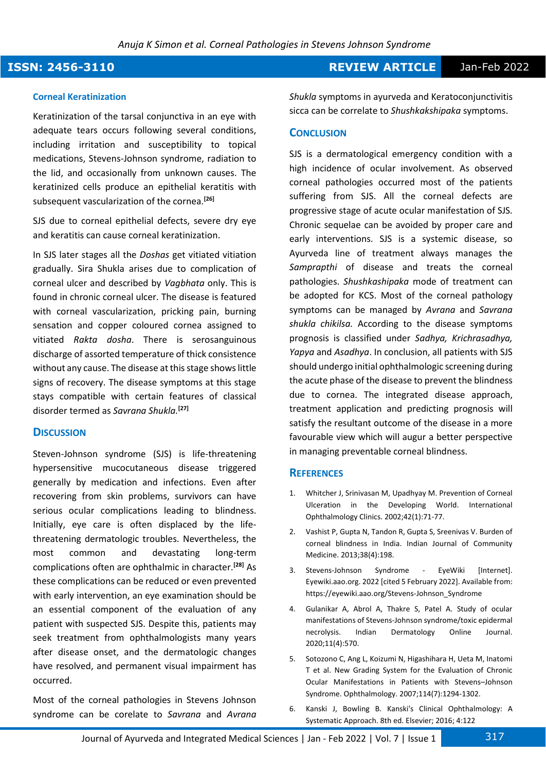### Corneal Keratinization

Keratinization of the tarsal conjunctiva in an eye with adequate tears occurs following several conditions, including irritation and susceptibility to topical medications, Stevens-Johnson syndrome, radiation to the lid, and occasionally from unknown causes. The keratinized cells produce an epithelial keratitis with subsequent vascularization of the cornea.[26]

SJS due to corneal epithelial defects, severe dry eye and keratitis can cause corneal keratinization.

In SJS later stages all the *Doshas* get vitiated vitiation gradually. Sira Shukla arises due to complication of corneal ulcer and described by *Vagbhata* only. This is found in chronic corneal ulcer. The disease is featured with corneal vascularization, pricking pain, burning sensation and copper coloured cornea assigned to vitiated *Rakta dosha*. There is serosanguinous discharge of assorted temperature of thick consistence without any cause. The disease at this stage shows little signs of recovery. The disease symptoms at this stage stays compatible with certain features of classical disorder termed as *Savrana Shukla*.[27]

## Discussion

Steven-Johnson syndrome (SJS) is life-threatening hypersensitive mucocutaneous disease triggered generally by medication and infections. Even after recovering from skin problems, survivors can have serious ocular complications leading to blindness. Initially, eye care is often displaced by the life-threatening dermatologic troubles. Nevertheless, the most common and devastating long-term complications often are ophthalmic in character.[28] As these complications can be reduced or even prevented with early intervention, an eye examination should be an essential component of the evaluation of any patient with suspected SJS. Despite this, patients may seek treatment from ophthalmologists many years after disease onset, and the dermatologic changes have resolved, and permanent visual impairment has occurred.

Most of the corneal pathologies in Stevens Johnson syndrome can be corelate to *Savrana* and *Avrana Shukla* symptoms in ayurveda and Keratoconjunctivitis sicca can be correlate to *Shushkakshipaka* symptoms.

## Conclusion

SJS is a dermatological emergency condition with a high incidence of ocular involvement. As observed corneal pathologies occurred most of the patients suffering from SJS. All the corneal defects are progressive stage of acute ocular manifestation of SJS. Chronic sequelae can be avoided by proper care and early interventions. SJS is a systemic disease, so Ayurveda line of treatment always manages the *Samprapthi* of disease and treats the corneal pathologies. *Shushkashipaka* mode of treatment can be adopted for KCS. Most of the corneal pathology symptoms can be managed by *Avrana* and *Savrana shukla chikilsa.* According to the disease symptoms prognosis is classified under *Sadhya, Krichrasadhya, Yapya* and *Asadhya*. In conclusion, all patients with SJS should undergo initial ophthalmologic screening during the acute phase of the disease to prevent the blindness due to cornea. The integrated disease approach, treatment application and predicting prognosis will satisfy the resultant outcome of the disease in a more favourable view which will augur a better perspective in managing preventable corneal blindness.

## References

1. Whitcher J, Srinivasan M, Upadhyay M. Prevention of Corneal Ulceration in the Developing World. International Ophthalmology Clinics. 2002;42(1):71-77.
2. Vashist P, Gupta N, Tandon R, Gupta S, Sreenivas V. Burden of corneal blindness in India. Indian Journal of Community Medicine. 2013;38(4):198.
3. Stevens-Johnson Syndrome - EyeWiki [Internet]. Eyewiki.aao.org. 2022 [cited 5 February 2022]. Available from: https://eyewiki.aao.org/Stevens-Johnson_Syndrome
4. Gulanikar A, Abrol A, Thakre S, Patel A. Study of ocular manifestations of Stevens-Johnson syndrome/toxic epidermal necrolysis. Indian Dermatology Online Journal. 2020;11(4):570.
5. Sotozono C, Ang L, Koizumi N, Higashihara H, Ueta M, Inatomi T et al. New Grading System for the Evaluation of Chronic Ocular Manifestations in Patients with Stevens–Johnson Syndrome. Ophthalmology. 2007;114(7):1294-1302.
6. Kanski J, Bowling B. Kanski's Clinical Ophthalmology: A Systematic Approach. 8th ed. Elsevier; 2016; 4:122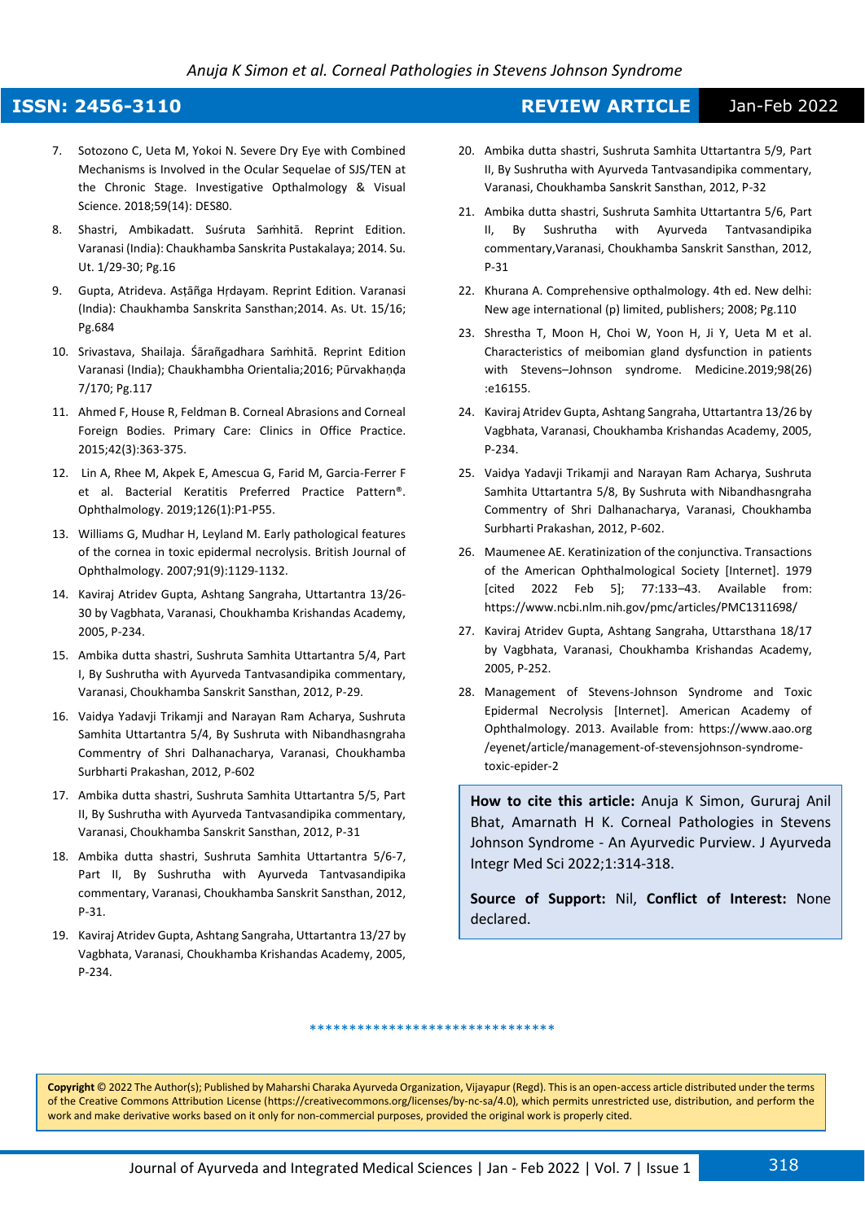7. Sotozono C, Ueta M, Yokoi N. Severe Dry Eye with Combined Mechanisms is Involved in the Ocular Sequelae of SJS/TEN at the Chronic Stage. Investigative Opthalmology & Visual Science. 2018;59(14): DES80.

8. Shastri, Ambikadatt. Suśruta Saṁhitā. Reprint Edition. Varanasi (India): Chaukhamba Sanskrita Pustakalaya; 2014. Su. Ut. 1/29-30; Pg.16

9. Gupta, Atrideva. Aṣṭāñga Hṛdayam. Reprint Edition. Varanasi (India): Chaukhamba Sanskrita Sansthan;2014. As. Ut. 15/16; Pg.684

10. Srivastava, Shailaja. Śārañgadhara Saṁhitā. Reprint Edition Varanasi (India); Chaukhambha Orientalia;2016; Pūrvakhaṇḍa 7/170; Pg.117

11. Ahmed F, House R, Feldman B. Corneal Abrasions and Corneal Foreign Bodies. Primary Care: Clinics in Office Practice. 2015;42(3):363-375.

12. Lin A, Rhee M, Akpek E, Amescua G, Farid M, Garcia-Ferrer F et al. Bacterial Keratitis Preferred Practice Pattern®. Ophthalmology. 2019;126(1):P1-P55.

13. Williams G, Mudhar H, Leyland M. Early pathological features of the cornea in toxic epidermal necrolysis. British Journal of Ophthalmology. 2007;91(9):1129-1132.

14. Kaviraj Atridev Gupta, Ashtang Sangraha, Uttartantra 13/26-30 by Vagbhata, Varanasi, Choukhamba Krishandas Academy, 2005, P-234.

15. Ambika dutta shastri, Sushruta Samhita Uttartantra 5/4, Part I, By Sushrutha with Ayurveda Tantvasandipika commentary, Varanasi, Choukhamba Sanskrit Sansthan, 2012, P-29.

16. Vaidya Yadavji Trikamji and Narayan Ram Acharya, Sushruta Samhita Uttartantra 5/4, By Sushruta with Nibandhasngraha Commentry of Shri Dalhanacharya, Varanasi, Choukhamba Surbharti Prakashan, 2012, P-602

17. Ambika dutta shastri, Sushruta Samhita Uttartantra 5/5, Part II, By Sushrutha with Ayurveda Tantvasandipika commentary, Varanasi, Choukhamba Sanskrit Sansthan, 2012, P-31

18. Ambika dutta shastri, Sushruta Samhita Uttartantra 5/6-7, Part II, By Sushrutha with Ayurveda Tantvasandipika commentary, Varanasi, Choukhamba Sanskrit Sansthan, 2012, P-31.

19. Kaviraj Atridev Gupta, Ashtang Sangraha, Uttartantra 13/27 by Vagbhata, Varanasi, Choukhamba Krishandas Academy, 2005, P-234.

20. Ambika dutta shastri, Sushruta Samhita Uttartantra 5/9, Part II, By Sushrutha with Ayurveda Tantvasandipika commentary, Varanasi, Choukhamba Sanskrit Sansthan, 2012, P-32

21. Ambika dutta shastri, Sushruta Samhita Uttartantra 5/6, Part II, By Sushrutha with Ayurveda Tantvasandipika commentary,Varanasi, Choukhamba Sanskrit Sansthan, 2012, P-31

22. Khurana A. Comprehensive opthalmology. 4th ed. New delhi: New age international (p) limited, publishers; 2008; Pg.110

23. Shrestha T, Moon H, Choi W, Yoon H, Ji Y, Ueta M et al. Characteristics of meibomian gland dysfunction in patients with Stevens–Johnson syndrome. Medicine.2019;98(26):e16155.

24. Kaviraj Atridev Gupta, Ashtang Sangraha, Uttartantra 13/26 by Vagbhata, Varanasi, Choukhamba Krishandas Academy, 2005, P-234.

25. Vaidya Yadavji Trikamji and Narayan Ram Acharya, Sushruta Samhita Uttartantra 5/8, By Sushruta with Nibandhasngraha Commentry of Shri Dalhanacharya, Varanasi, Choukhamba Surbharti Prakashan, 2012, P-602.

26. Maumenee AE. Keratinization of the conjunctiva. Transactions of the American Ophthalmological Society [Internet]. 1979 [cited 2022 Feb 5]; 77:133–43. Available from: https://www.ncbi.nlm.nih.gov/pmc/articles/PMC1311698/

27. Kaviraj Atridev Gupta, Ashtang Sangraha, Uttarsthana 18/17 by Vagbhata, Varanasi, Choukhamba Krishandas Academy, 2005, P-252.

28. Management of Stevens-Johnson Syndrome and Toxic Epidermal Necrolysis [Internet]. American Academy of Ophthalmology. 2013. Available from: https://www.aao.org/eyenet/article/management-of-stevensjohnson-syndrome-toxic-epider-2

**How to cite this article:** Anuja K Simon, Gururaj Anil Bhat, Amarnath H K. Corneal Pathologies in Stevens Johnson Syndrome - An Ayurvedic Purview. J Ayurveda Integr Med Sci 2022;1:314-318.

**Source of Support:** Nil, **Conflict of Interest:** None declared.

\*\*\*\*\*\*\*\*\*\*\*\*\*\*\*\*\*\*\*\*\*\*\*\*\*\*\*\*\*\*\*

**Copyright** © 2022 The Author(s); Published by Maharshi Charaka Ayurveda Organization, Vijayapur (Regd). This is an open-access article distributed under the terms of the Creative Commons Attribution License (https://creativecommons.org/licenses/by-nc-sa/4.0), which permits unrestricted use, distribution, and perform the work and make derivative works based on it only for non-commercial purposes, provided the original work is properly cited.